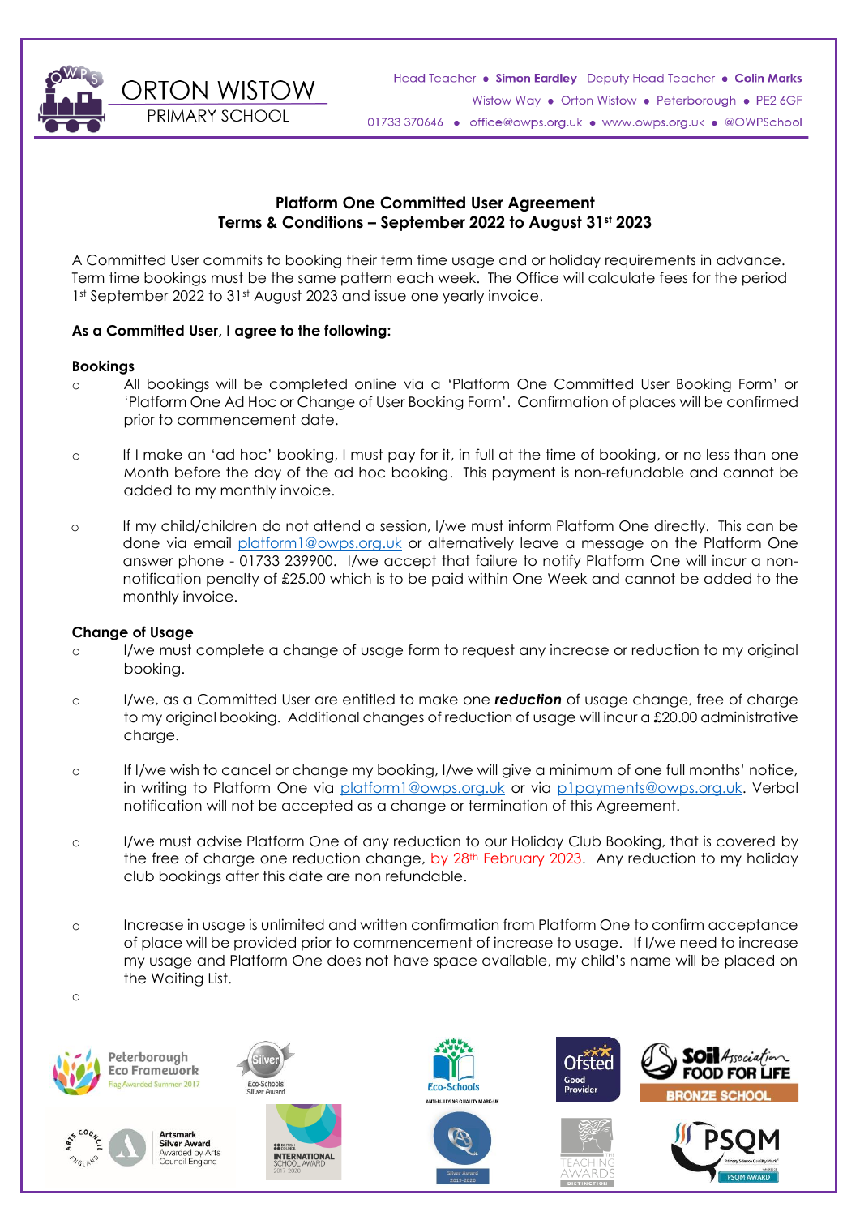ORTON WISTOW PRIMARY SCHOOL

Head Teacher • **Simon Eardley** Deputy Head Teacher • **Colin Marks**
Wistow Way • Orton Wistow • Peterborough • PE2 6GF
01733 370646 • office@owps.org.uk • www.owps.org.uk • @OWPSchool

# Platform One Committed User Agreement
## Terms & Conditions – September 2022 to August 31st 2023

A Committed User commits to booking their term time usage and or holiday requirements in advance. Term time bookings must be the same pattern each week. The Office will calculate fees for the period 1st September 2022 to 31st August 2023 and issue one yearly invoice.

**As a Committed User, I agree to the following:**

**Bookings**

- All bookings will be completed online via a 'Platform One Committed User Booking Form' or 'Platform One Ad Hoc or Change of User Booking Form'. Confirmation of places will be confirmed prior to commencement date.

- If I make an 'ad hoc' booking, I must pay for it, in full at the time of booking, or no less than one Month before the day of the ad hoc booking. This payment is non-refundable and cannot be added to my monthly invoice.

- If my child/children do not attend a session, I/we must inform Platform One directly. This can be done via email platform1@owps.org.uk or alternatively leave a message on the Platform One answer phone - 01733 239900. I/we accept that failure to notify Platform One will incur a non-notification penalty of £25.00 which is to be paid within One Week and cannot be added to the monthly invoice.

**Change of Usage**

- I/we must complete a change of usage form to request any increase or reduction to my original booking.

- I/we, as a Committed User are entitled to make one ***reduction*** of usage change, free of charge to my original booking. Additional changes of reduction of usage will incur a £20.00 administrative charge.

- If I/we wish to cancel or change my booking, I/we will give a minimum of one full months' notice, in writing to Platform One via platform1@owps.org.uk or via p1payments@owps.org.uk. Verbal notification will not be accepted as a change or termination of this Agreement.

- I/we must advise Platform One of any reduction to our Holiday Club Booking, that is covered by the free of charge one reduction change, by 28th February 2023. Any reduction to my holiday club bookings after this date are non refundable.

- Increase in usage is unlimited and written confirmation from Platform One to confirm acceptance of place will be provided prior to commencement of increase to usage. If I/we need to increase my usage and Platform One does not have space available, my child's name will be placed on the Waiting List.

-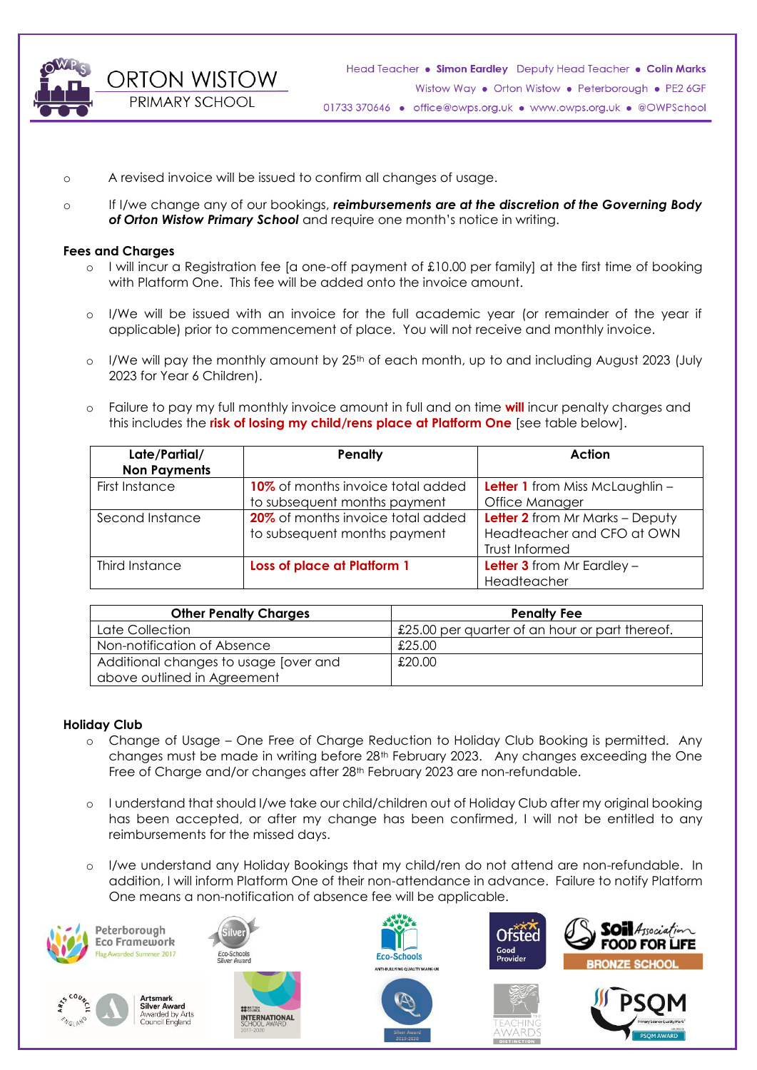- A revised invoice will be issued to confirm all changes of usage.
- If I/we change any of our bookings, ***reimbursements are at the discretion of the Governing Body of Orton Wistow Primary School*** and require one month's notice in writing.

**Fees and Charges**

- I will incur a Registration fee [a one-off payment of £10.00 per family] at the first time of booking with Platform One. This fee will be added onto the invoice amount.
- I/We will be issued with an invoice for the full academic year (or remainder of the year if applicable) prior to commencement of place. You will not receive and monthly invoice.
- I/We will pay the monthly amount by 25th of each month, up to and including August 2023 (July 2023 for Year 6 Children).
- Failure to pay my full monthly invoice amount in full and on time **will** incur penalty charges and this includes the **risk of losing my child/rens place at Platform One** [see table below].

| Late/Partial/ Non Payments | Penalty | Action |
|---|---|---|
| First Instance | **10%** of months invoice total added to subsequent months payment | **Letter 1** from Miss McLaughlin – Office Manager |
| Second Instance | **20%** of months invoice total added to subsequent months payment | **Letter 2** from Mr Marks – Deputy Headteacher and CFO at OWN Trust Informed |
| Third Instance | **Loss of place at Platform 1** | **Letter 3** from Mr Eardley – Headteacher |

| Other Penalty Charges | Penalty Fee |
|---|---|
| Late Collection | £25.00 per quarter of an hour or part thereof. |
| Non-notification of Absence | £25.00 |
| Additional changes to usage [over and above outlined in Agreement | £20.00 |

**Holiday Club**

- Change of Usage – One Free of Charge Reduction to Holiday Club Booking is permitted. Any changes must be made in writing before 28th February 2023. Any changes exceeding the One Free of Charge and/or changes after 28th February 2023 are non-refundable.
- I understand that should I/we take our child/children out of Holiday Club after my original booking has been accepted, or after my change has been confirmed, I will not be entitled to any reimbursements for the missed days.
- I/we understand any Holiday Bookings that my child/ren do not attend are non-refundable. In addition, I will inform Platform One of their non-attendance in advance. Failure to notify Platform One means a non-notification of absence fee will be applicable.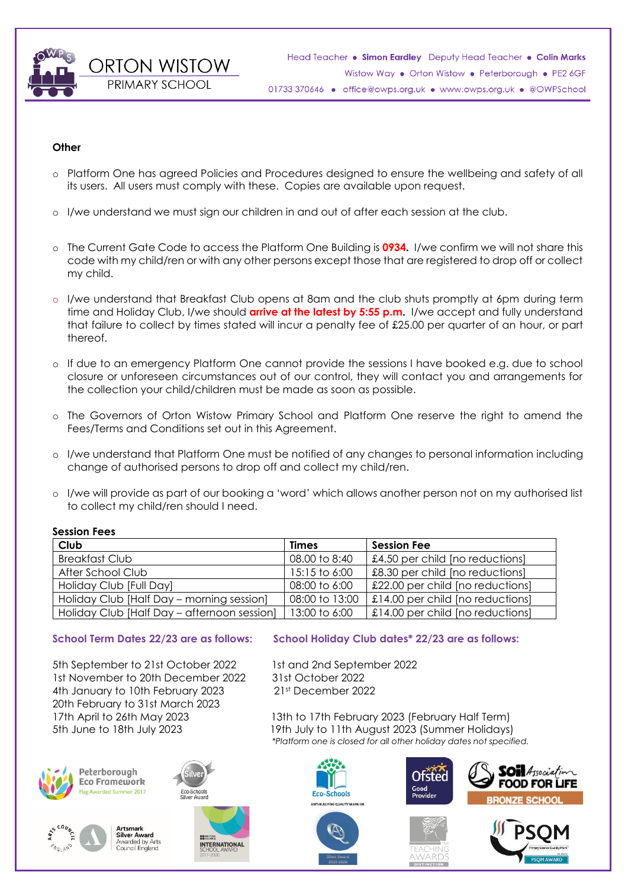### Other

- Platform One has agreed Policies and Procedures designed to ensure the wellbeing and safety of all its users. All users must comply with these. Copies are available upon request.
- I/we understand we must sign our children in and out of after each session at the club.
- The Current Gate Code to access the Platform One Building is **0934.** I/we confirm we will not share this code with my child/ren or with any other persons except those that are registered to drop off or collect my child.
- I/we understand that Breakfast Club opens at 8am and the club shuts promptly at 6pm during term time and Holiday Club, I/we should **arrive at the latest by 5:55 p.m.** I/we accept and fully understand that failure to collect by times stated will incur a penalty fee of £25.00 per quarter of an hour, or part thereof.
- If due to an emergency Platform One cannot provide the sessions I have booked e.g. due to school closure or unforeseen circumstances out of our control, they will contact you and arrangements for the collection your child/children must be made as soon as possible.
- The Governors of Orton Wistow Primary School and Platform One reserve the right to amend the Fees/Terms and Conditions set out in this Agreement.
- I/we understand that Platform One must be notified of any changes to personal information including change of authorised persons to drop off and collect my child/ren.
- I/we will provide as part of our booking a 'word' which allows another person not on my authorised list to collect my child/ren should I need.

**Session Fees**

| Club | Times | Session Fee |
|---|---|---|
| Breakfast Club | 08.00 to 8:40 | £4.50 per child [no reductions] |
| After School Club | 15:15 to 6:00 | £8.30 per child [no reductions] |
| Holiday Club [Full Day] | 08:00 to 6:00 | £22.00 per child [no reductions] |
| Holiday Club [Half Day – morning session] | 08:00 to 13:00 | £14.00 per child [no reductions] |
| Holiday Club [Half Day – afternoon session] | 13:00 to 6:00 | £14.00 per child [no reductions] |

**School Term Dates 22/23 are as follows:**

5th September to 21st October 2022
1st November to 20th December 2022
4th January to 10th February 2023
20th February to 31st March 2023
17th April to 26th May 2023
5th June to 18th July 2023

**School Holiday Club dates\* 22/23 are as follows:**

1st and 2nd September 2022
31st October 2022
21st December 2022

13th to 17th February 2023 (February Half Term)
19th July to 11th August 2023 (Summer Holidays)
*\*Platform one is closed for all other holiday dates not specified.*